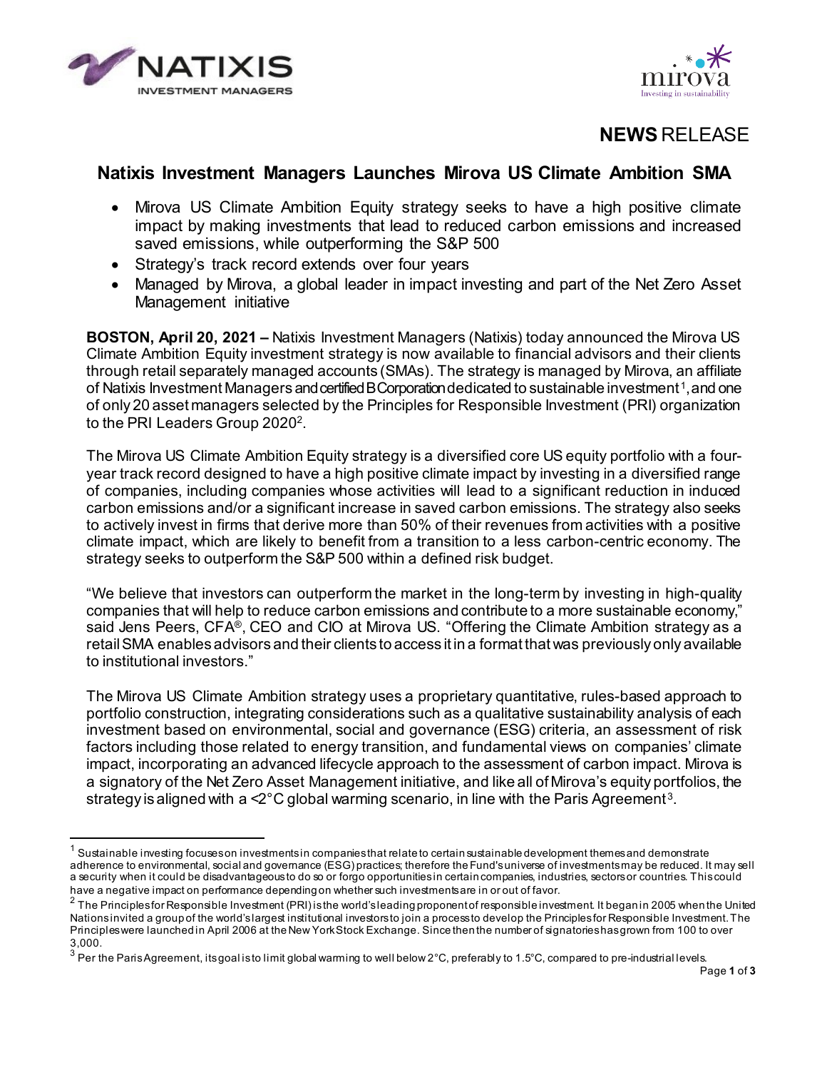**NEWS** RELEASE

# Natixis Investment Managers Launches Mirova US Climate Ambition SMA

- Mirova US Climate Ambition Equity strategy seeks to have a high positive climate impact by making investments that lead to reduced carbon emissions and increased saved emissions, while outperforming the S&P 500
- Strategy's track record extends over four years
- Managed by Mirova, a global leader in impact investing and part of the Net Zero Asset Management initiative

**BOSTON, April 20, 2021 –** Natixis Investment Managers (Natixis) today announced the Mirova US Climate Ambition Equity investment strategy is now available to financial advisors and their clients through retail separately managed accounts (SMAs). The strategy is managed by Mirova, an affiliate of Natixis Investment Managers and certified B Corporation dedicated to sustainable investment[1], and one of only 20 asset managers selected by the Principles for Responsible Investment (PRI) organization to the PRI Leaders Group 2020[2].

The Mirova US Climate Ambition Equity strategy is a diversified core US equity portfolio with a four-year track record designed to have a high positive climate impact by investing in a diversified range of companies, including companies whose activities will lead to a significant reduction in induced carbon emissions and/or a significant increase in saved carbon emissions. The strategy also seeks to actively invest in firms that derive more than 50% of their revenues from activities with a positive climate impact, which are likely to benefit from a transition to a less carbon-centric economy. The strategy seeks to outperform the S&P 500 within a defined risk budget.

"We believe that investors can outperform the market in the long-term by investing in high-quality companies that will help to reduce carbon emissions and contribute to a more sustainable economy," said Jens Peers, CFA®, CEO and CIO at Mirova US. "Offering the Climate Ambition strategy as a retail SMA enables advisors and their clients to access it in a format that was previously only available to institutional investors."

The Mirova US Climate Ambition strategy uses a proprietary quantitative, rules-based approach to portfolio construction, integrating considerations such as a qualitative sustainability analysis of each investment based on environmental, social and governance (ESG) criteria, an assessment of risk factors including those related to energy transition, and fundamental views on companies' climate impact, incorporating an advanced lifecycle approach to the assessment of carbon impact. Mirova is a signatory of the Net Zero Asset Management initiative, and like all of Mirova's equity portfolios, the strategy is aligned with a <2°C global warming scenario, in line with the Paris Agreement[3].

---

[1] Sustainable investing focuses on investments in companies that relate to certain sustainable development themes and demonstrate adherence to environmental, social and governance (ESG) practices; therefore the Fund's universe of investments may be reduced. It may sell a security when it could be disadvantageous to do so or forgo opportunities in certain companies, industries, sectors or countries. This could have a negative impact on performance depending on whether such investments are in or out of favor.

[2] The Principles for Responsible Investment (PRI) is the world's leading proponent of responsible investment. It began in 2005 when the United Nations invited a group of the world's largest institutional investors to join a process to develop the Principles for Responsible Investment. The Principles were launched in April 2006 at the New York Stock Exchange. Since then the number of signatories has grown from 100 to over 3,000.

[3] Per the Paris Agreement, its goal is to limit global warming to well below 2°C, preferably to 1.5°C, compared to pre-industrial levels.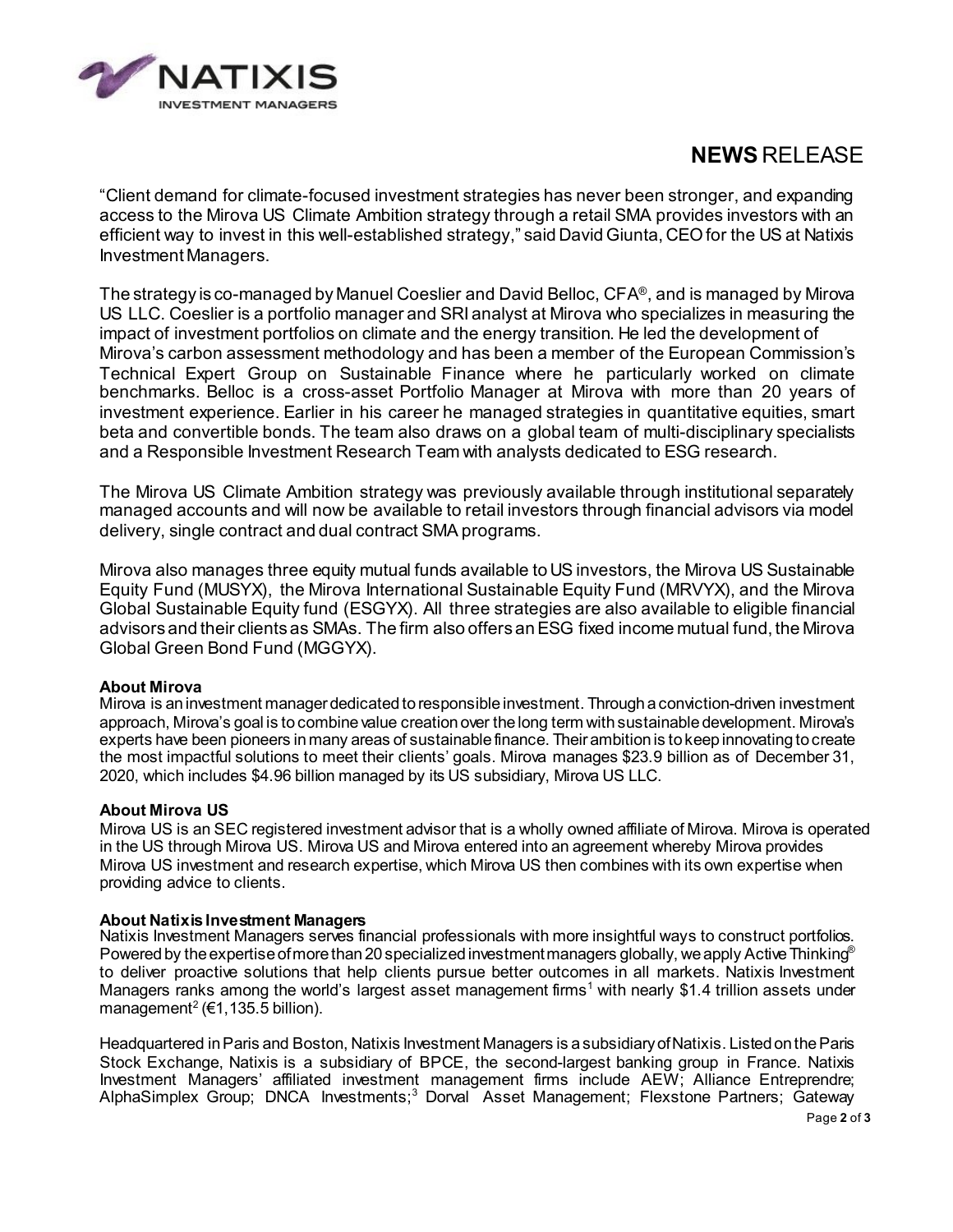"Client demand for climate-focused investment strategies has never been stronger, and expanding access to the Mirova US Climate Ambition strategy through a retail SMA provides investors with an efficient way to invest in this well-established strategy," said David Giunta, CEO for the US at Natixis Investment Managers.

The strategy is co-managed by Manuel Coeslier and David Belloc, CFA®, and is managed by Mirova US LLC. Coeslier is a portfolio manager and SRI analyst at Mirova who specializes in measuring the impact of investment portfolios on climate and the energy transition. He led the development of Mirova's carbon assessment methodology and has been a member of the European Commission's Technical Expert Group on Sustainable Finance where he particularly worked on climate benchmarks. Belloc is a cross-asset Portfolio Manager at Mirova with more than 20 years of investment experience. Earlier in his career he managed strategies in quantitative equities, smart beta and convertible bonds. The team also draws on a global team of multi-disciplinary specialists and a Responsible Investment Research Team with analysts dedicated to ESG research.

The Mirova US Climate Ambition strategy was previously available through institutional separately managed accounts and will now be available to retail investors through financial advisors via model delivery, single contract and dual contract SMA programs.

Mirova also manages three equity mutual funds available to US investors, the Mirova US Sustainable Equity Fund (MUSYX), the Mirova International Sustainable Equity Fund (MRVYX), and the Mirova Global Sustainable Equity fund (ESGYX). All three strategies are also available to eligible financial advisors and their clients as SMAs. The firm also offers an ESG fixed income mutual fund, the Mirova Global Green Bond Fund (MGGYX).

**About Mirova**

Mirova is an investment manager dedicated to responsible investment. Through a conviction-driven investment approach, Mirova's goal is to combine value creation over the long term with sustainable development. Mirova's experts have been pioneers in many areas of sustainable finance. Their ambition is to keep innovating to create the most impactful solutions to meet their clients' goals. Mirova manages $23.9 billion as of December 31, 2020, which includes $4.96 billion managed by its US subsidiary, Mirova US LLC.

**About Mirova US**

Mirova US is an SEC registered investment advisor that is a wholly owned affiliate of Mirova. Mirova is operated in the US through Mirova US. Mirova US and Mirova entered into an agreement whereby Mirova provides Mirova US investment and research expertise, which Mirova US then combines with its own expertise when providing advice to clients.

**About Natixis Investment Managers**

Natixis Investment Managers serves financial professionals with more insightful ways to construct portfolios. Powered by the expertise of more than 20 specialized investment managers globally, we apply Active Thinking® to deliver proactive solutions that help clients pursue better outcomes in all markets. Natixis Investment Managers ranks among the world's largest asset management firms[1] with nearly $1.4 trillion assets under management[2] (€1,135.5 billion).

Headquartered in Paris and Boston, Natixis Investment Managers is a subsidiary of Natixis. Listed on the Paris Stock Exchange, Natixis is a subsidiary of BPCE, the second-largest banking group in France. Natixis Investment Managers' affiliated investment management firms include AEW; Alliance Entreprendre; AlphaSimplex Group; DNCA Investments;[3] Dorval Asset Management; Flexstone Partners; Gateway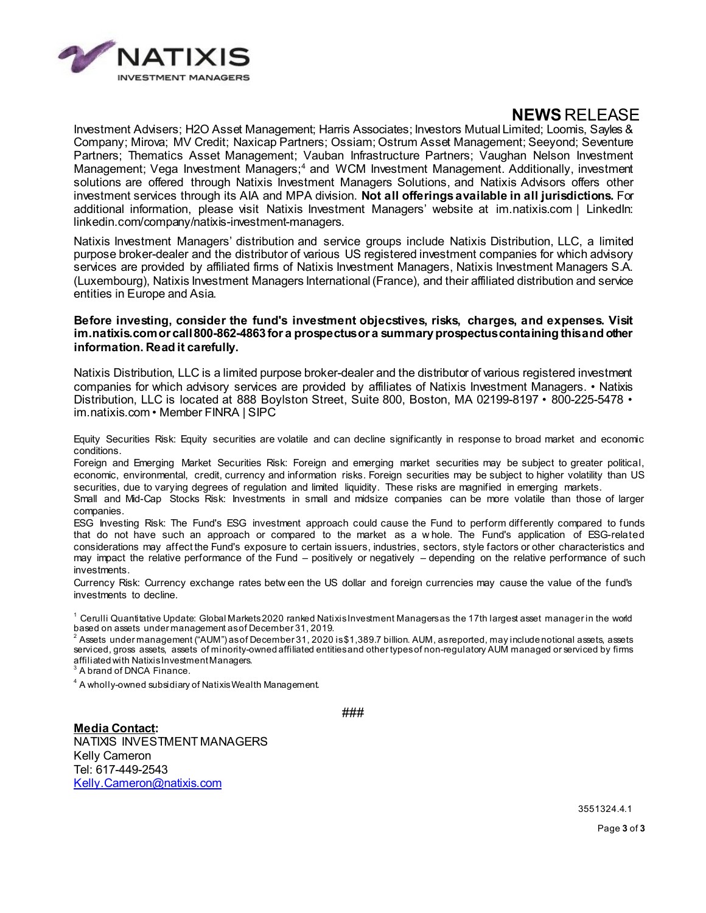Investment Advisers; H2O Asset Management; Harris Associates; Investors Mutual Limited; Loomis, Sayles & Company; Mirova; MV Credit; Naxicap Partners; Ossiam; Ostrum Asset Management; Seeyond; Seventure Partners; Thematics Asset Management; Vauban Infrastructure Partners; Vaughan Nelson Investment Management; Vega Investment Managers;[4] and WCM Investment Management. Additionally, investment solutions are offered through Natixis Investment Managers Solutions, and Natixis Advisors offers other investment services through its AIA and MPA division. **Not all offerings available in all jurisdictions.** For additional information, please visit Natixis Investment Managers' website at im.natixis.com | LinkedIn: linkedin.com/company/natixis-investment-managers.

Natixis Investment Managers' distribution and service groups include Natixis Distribution, LLC, a limited purpose broker-dealer and the distributor of various US registered investment companies for which advisory services are provided by affiliated firms of Natixis Investment Managers, Natixis Investment Managers S.A. (Luxembourg), Natixis Investment Managers International (France), and their affiliated distribution and service entities in Europe and Asia.

**Before investing, consider the fund's investment objecstives, risks, charges, and expenses. Visit im.natixis.com or call 800-862-4863 for a prospectus or a summary prospectus containing this and other information. Read it carefully.**

Natixis Distribution, LLC is a limited purpose broker-dealer and the distributor of various registered investment companies for which advisory services are provided by affiliates of Natixis Investment Managers. • Natixis Distribution, LLC is located at 888 Boylston Street, Suite 800, Boston, MA 02199-8197 • 800-225-5478 • im.natixis.com • Member FINRA | SIPC

Equity Securities Risk: Equity securities are volatile and can decline significantly in response to broad market and economic conditions.
Foreign and Emerging Market Securities Risk: Foreign and emerging market securities may be subject to greater political, economic, environmental, credit, currency and information risks. Foreign securities may be subject to higher volatility than US securities, due to varying degrees of regulation and limited liquidity. These risks are magnified in emerging markets.
Small and Mid-Cap Stocks Risk: Investments in small and midsize companies can be more volatile than those of larger companies.
ESG Investing Risk: The Fund's ESG investment approach could cause the Fund to perform differently compared to funds that do not have such an approach or compared to the market as a whole. The Fund's application of ESG-related considerations may affect the Fund's exposure to certain issuers, industries, sectors, style factors or other characteristics and may impact the relative performance of the Fund – positively or negatively – depending on the relative performance of such investments.
Currency Risk: Currency exchange rates between the US dollar and foreign currencies may cause the value of the fund's investments to decline.

[1] Cerulli Quantitative Update: Global Markets 2020 ranked Natixis Investment Managers as the 17th largest asset manager in the world based on assets under management as of December 31, 2019.
[2] Assets under management ("AUM") as of December 31, 2020 is $1,389.7 billion. AUM, as reported, may include notional assets, assets serviced, gross assets, assets of minority-owned affiliated entities and other types of non-regulatory AUM managed or serviced by firms affiliated with Natixis Investment Managers.
[3] A brand of DNCA Finance.
[4] A wholly-owned subsidiary of Natixis Wealth Management.

###

**Media Contact:**
NATIXIS INVESTMENT MANAGERS
Kelly Cameron
Tel: 617-449-2543
Kelly.Cameron@natixis.com

3551324.4.1